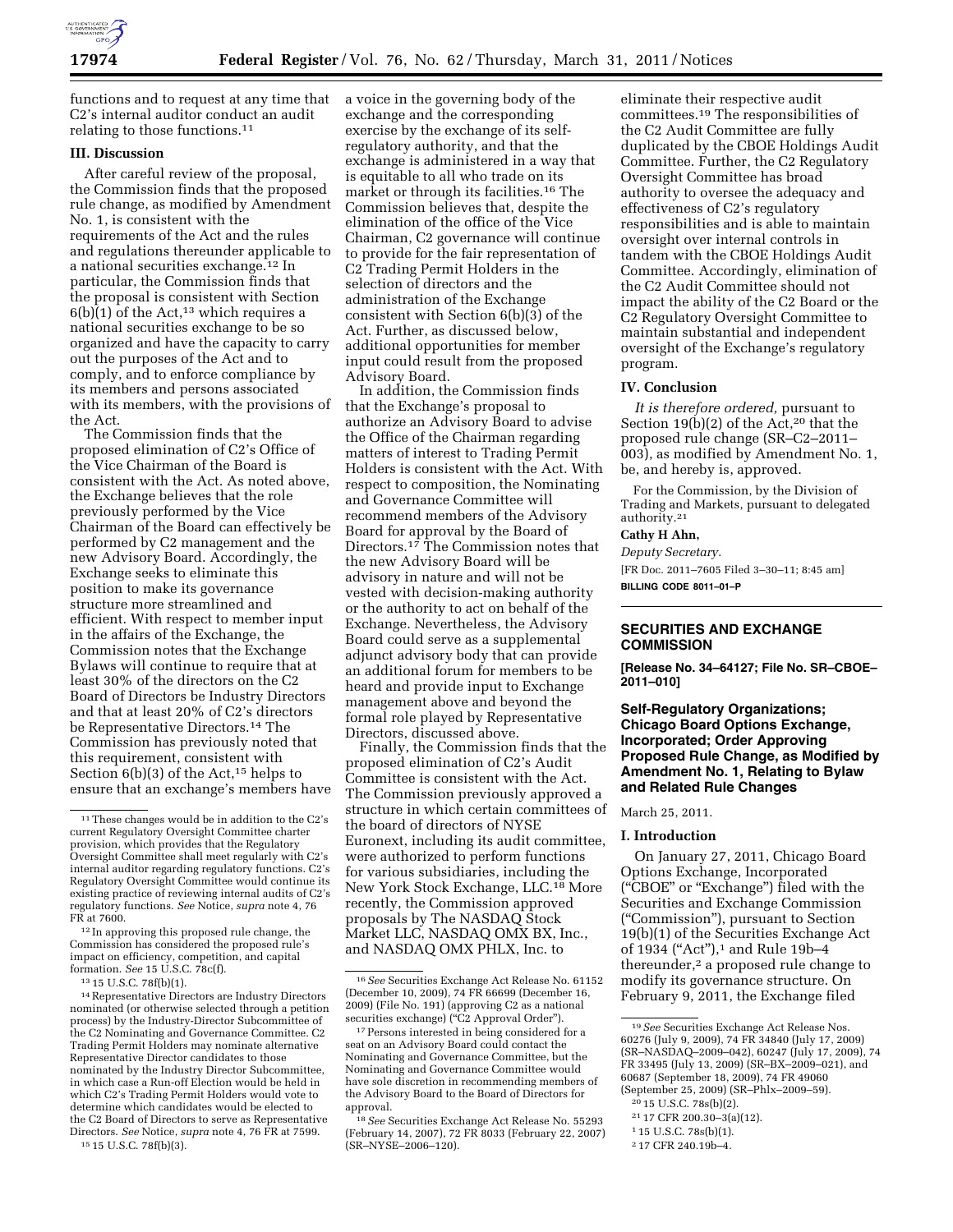functions and to request at any time that C2's internal auditor conduct an audit relating to those functions.[11]

### III. Discussion

After careful review of the proposal, the Commission finds that the proposed rule change, as modified by Amendment No. 1, is consistent with the requirements of the Act and the rules and regulations thereunder applicable to a national securities exchange.[12] In particular, the Commission finds that the proposal is consistent with Section 6(b)(1) of the Act,[13] which requires a national securities exchange to be so organized and have the capacity to carry out the purposes of the Act and to comply, and to enforce compliance by its members and persons associated with its members, with the provisions of the Act.

The Commission finds that the proposed elimination of C2's Office of the Vice Chairman of the Board is consistent with the Act. As noted above, the Exchange believes that the role previously performed by the Vice Chairman of the Board can effectively be performed by C2 management and the new Advisory Board. Accordingly, the Exchange seeks to eliminate this position to make its governance structure more streamlined and efficient. With respect to member input in the affairs of the Exchange, the Commission notes that the Exchange Bylaws will continue to require that at least 30% of the directors on the C2 Board of Directors be Industry Directors and that at least 20% of C2's directors be Representative Directors.[14] The Commission has previously noted that this requirement, consistent with Section 6(b)(3) of the Act,[15] helps to ensure that an exchange's members have a voice in the governing body of the exchange and the corresponding exercise by the exchange of its self-regulatory authority, and that the exchange is administered in a way that is equitable to all who trade on its market or through its facilities.[16] The Commission believes that, despite the elimination of the office of the Vice Chairman, C2 governance will continue to provide for the fair representation of C2 Trading Permit Holders in the selection of directors and the administration of the Exchange consistent with Section 6(b)(3) of the Act. Further, as discussed below, additional opportunities for member input could result from the proposed Advisory Board.

In addition, the Commission finds that the Exchange's proposal to authorize an Advisory Board to advise the Office of the Chairman regarding matters of interest to Trading Permit Holders is consistent with the Act. With respect to composition, the Nominating and Governance Committee will recommend members of the Advisory Board for approval by the Board of Directors.[17] The Commission notes that the new Advisory Board will be advisory in nature and will not be vested with decision-making authority or the authority to act on behalf of the Exchange. Nevertheless, the Advisory Board could serve as a supplemental adjunct advisory body that can provide an additional forum for members to be heard and provide input to Exchange management above and beyond the formal role played by Representative Directors, discussed above.

Finally, the Commission finds that the proposed elimination of C2's Audit Committee is consistent with the Act. The Commission previously approved a structure in which certain committees of the board of directors of NYSE Euronext, including its audit committee, were authorized to perform functions for various subsidiaries, including the New York Stock Exchange, LLC.[18] More recently, the Commission approved proposals by The NASDAQ Stock Market LLC, NASDAQ OMX BX, Inc., and NASDAQ OMX PHLX, Inc. to eliminate their respective audit committees.[19] The responsibilities of the C2 Audit Committee are fully duplicated by the CBOE Holdings Audit Committee. Further, the C2 Regulatory Oversight Committee has broad authority to oversee the adequacy and effectiveness of C2's regulatory responsibilities and is able to maintain oversight over internal controls in tandem with the CBOE Holdings Audit Committee. Accordingly, elimination of the C2 Audit Committee should not impact the ability of the C2 Board or the C2 Regulatory Oversight Committee to maintain substantial and independent oversight of the Exchange's regulatory program.

### IV. Conclusion

*It is therefore ordered,* pursuant to Section 19(b)(2) of the Act,[20] that the proposed rule change (SR–C2–2011–003), as modified by Amendment No. 1, be, and hereby is, approved.

For the Commission, by the Division of Trading and Markets, pursuant to delegated authority.[21]

**Cathy H Ahn,**

*Deputy Secretary.*

[FR Doc. 2011–7605 Filed 3–30–11; 8:45 am]

**BILLING CODE 8011–01–P**

---

[11] These changes would be in addition to the C2's current Regulatory Oversight Committee charter provision, which provides that the Regulatory Oversight Committee shall meet regularly with C2's internal auditor regarding regulatory functions. C2's Regulatory Oversight Committee would continue its existing practice of reviewing internal audits of C2's regulatory functions. *See* Notice, *supra* note 4, 76 FR at 7600.

[12] In approving this proposed rule change, the Commission has considered the proposed rule's impact on efficiency, competition, and capital formation. *See* 15 U.S.C. 78c(f).

[13] 15 U.S.C. 78f(b)(1).

[14] Representative Directors are Industry Directors nominated (or otherwise selected through a petition process) by the Industry-Director Subcommittee of the C2 Nominating and Governance Committee. C2 Trading Permit Holders may nominate alternative Representative Director candidates to those nominated by the Industry Director Subcommittee, in which case a Run-off Election would be held in which C2's Trading Permit Holders would vote to determine which candidates would be elected to the C2 Board of Directors to serve as Representative Directors. *See* Notice, *supra* note 4, 76 FR at 7599.

[15] 15 U.S.C. 78f(b)(3).

[16] *See* Securities Exchange Act Release No. 61152 (December 10, 2009), 74 FR 66699 (December 16, 2009) (File No. 191) (approving C2 as a national securities exchange) ("C2 Approval Order").

[17] Persons interested in being considered for a seat on an Advisory Board could contact the Nominating and Governance Committee, but the Nominating and Governance Committee would have sole discretion in recommending members of the Advisory Board to the Board of Directors for approval.

[18] *See* Securities Exchange Act Release No. 55293 (February 14, 2007), 72 FR 8033 (February 22, 2007) (SR–NYSE–2006–120).

[19] *See* Securities Exchange Act Release Nos. 60276 (July 9, 2009), 74 FR 34840 (July 17, 2009) (SR–NASDAQ–2009–042), 60247 (July 17, 2009), 74 FR 33495 (July 13, 2009) (SR–BX–2009–021), and 60687 (September 18, 2009), 74 FR 49060 (September 25, 2009) (SR–Phlx–2009–59).

[20] 15 U.S.C. 78s(b)(2).

[21] 17 CFR 200.30–3(a)(12).

---

## SECURITIES AND EXCHANGE COMMISSION

**[Release No. 34–64127; File No. SR–CBOE–2011–010]**

## Self-Regulatory Organizations; Chicago Board Options Exchange, Incorporated; Order Approving Proposed Rule Change, as Modified by Amendment No. 1, Relating to Bylaw and Related Rule Changes

March 25, 2011.

### I. Introduction

On January 27, 2011, Chicago Board Options Exchange, Incorporated ("CBOE" or "Exchange") filed with the Securities and Exchange Commission ("Commission"), pursuant to Section 19(b)(1) of the Securities Exchange Act of 1934 ("Act"),[1] and Rule 19b–4 thereunder,[2] a proposed rule change to modify its governance structure. On February 9, 2011, the Exchange filed

[1] 15 U.S.C. 78s(b)(1).

[2] 17 CFR 240.19b–4.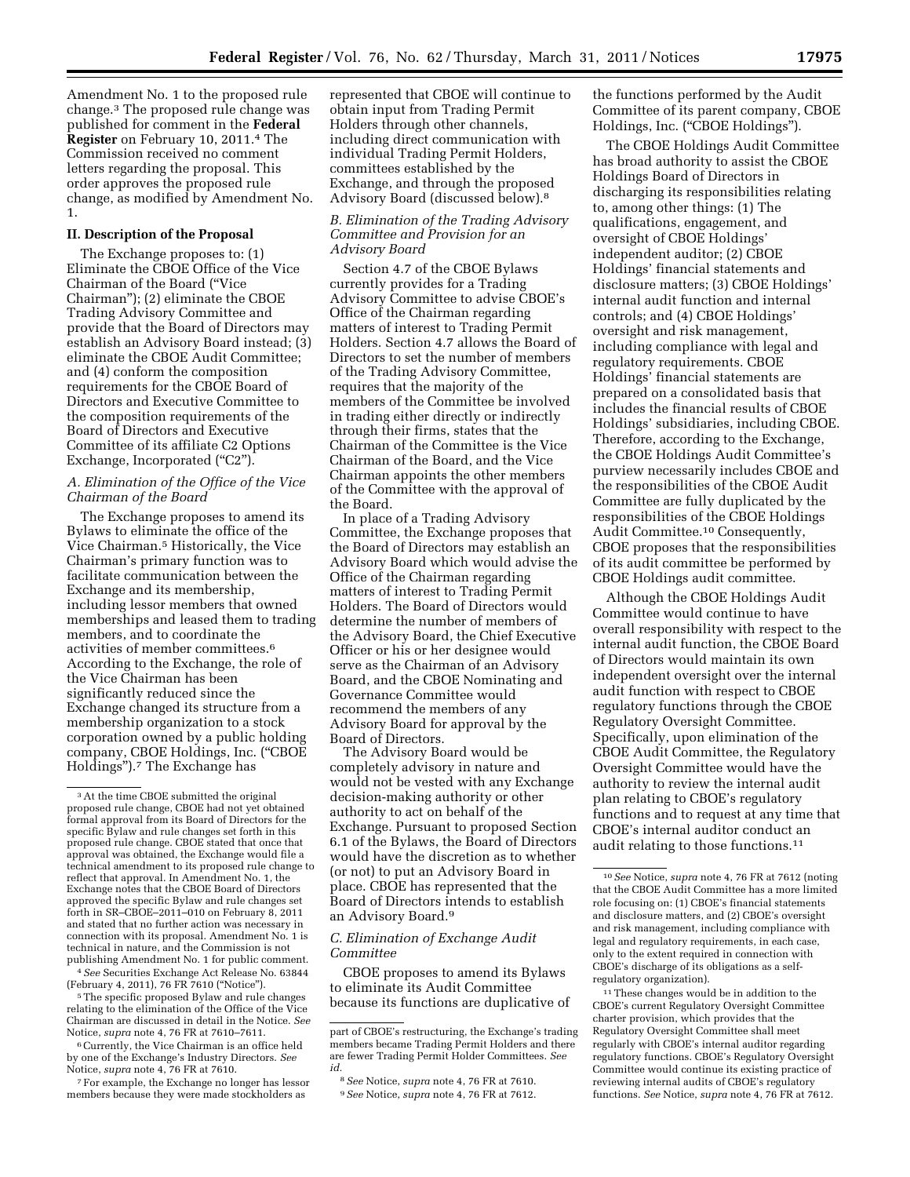Amendment No. 1 to the proposed rule change.[3] The proposed rule change was published for comment in the **Federal Register** on February 10, 2011.[4] The Commission received no comment letters regarding the proposal. This order approves the proposed rule change, as modified by Amendment No. 1.

## II. Description of the Proposal

The Exchange proposes to: (1) Eliminate the CBOE Office of the Vice Chairman of the Board ("Vice Chairman"); (2) eliminate the CBOE Trading Advisory Committee and provide that the Board of Directors may establish an Advisory Board instead; (3) eliminate the CBOE Audit Committee; and (4) conform the composition requirements for the CBOE Board of Directors and Executive Committee to the composition requirements of the Board of Directors and Executive Committee of its affiliate C2 Options Exchange, Incorporated ("C2").

### *A. Elimination of the Office of the Vice Chairman of the Board*

The Exchange proposes to amend its Bylaws to eliminate the office of the Vice Chairman.[5] Historically, the Vice Chairman's primary function was to facilitate communication between the Exchange and its membership, including lessor members that owned memberships and leased them to trading members, and to coordinate the activities of member committees.[6] According to the Exchange, the role of the Vice Chairman has been significantly reduced since the Exchange changed its structure from a membership organization to a stock corporation owned by a public holding company, CBOE Holdings, Inc. ("CBOE Holdings").[7] The Exchange has represented that CBOE will continue to obtain input from Trading Permit Holders through other channels, including direct communication with individual Trading Permit Holders, committees established by the Exchange, and through the proposed Advisory Board (discussed below).[8]

### *B. Elimination of the Trading Advisory Committee and Provision for an Advisory Board*

Section 4.7 of the CBOE Bylaws currently provides for a Trading Advisory Committee to advise CBOE's Office of the Chairman regarding matters of interest to Trading Permit Holders. Section 4.7 allows the Board of Directors to set the number of members of the Trading Advisory Committee, requires that the majority of the members of the Committee be involved in trading either directly or indirectly through their firms, states that the Chairman of the Committee is the Vice Chairman of the Board, and the Vice Chairman appoints the other members of the Committee with the approval of the Board.

In place of a Trading Advisory Committee, the Exchange proposes that the Board of Directors may establish an Advisory Board which would advise the Office of the Chairman regarding matters of interest to Trading Permit Holders. The Board of Directors would determine the number of members of the Advisory Board, the Chief Executive Officer or his or her designee would serve as the Chairman of an Advisory Board, and the CBOE Nominating and Governance Committee would recommend the members of any Advisory Board for approval by the Board of Directors.

The Advisory Board would be completely advisory in nature and would not be vested with any Exchange decision-making authority or other authority to act on behalf of the Exchange. Pursuant to proposed Section 6.1 of the Bylaws, the Board of Directors would have the discretion as to whether (or not) to put an Advisory Board in place. CBOE has represented that the Board of Directors intends to establish an Advisory Board.[9]

### *C. Elimination of Exchange Audit Committee*

CBOE proposes to amend its Bylaws to eliminate its Audit Committee because its functions are duplicative of the functions performed by the Audit Committee of its parent company, CBOE Holdings, Inc. ("CBOE Holdings").

The CBOE Holdings Audit Committee has broad authority to assist the CBOE Holdings Board of Directors in discharging its responsibilities relating to, among other things: (1) The qualifications, engagement, and oversight of CBOE Holdings' independent auditor; (2) CBOE Holdings' financial statements and disclosure matters; (3) CBOE Holdings' internal audit function and internal controls; and (4) CBOE Holdings' oversight and risk management, including compliance with legal and regulatory requirements. CBOE Holdings' financial statements are prepared on a consolidated basis that includes the financial results of CBOE Holdings' subsidiaries, including CBOE. Therefore, according to the Exchange, the CBOE Holdings Audit Committee's purview necessarily includes CBOE and the responsibilities of the CBOE Audit Committee are fully duplicated by the responsibilities of the CBOE Holdings Audit Committee.[10] Consequently, CBOE proposes that the responsibilities of its audit committee be performed by CBOE Holdings audit committee.

Although the CBOE Holdings Audit Committee would continue to have overall responsibility with respect to the internal audit function, the CBOE Board of Directors would maintain its own independent oversight over the internal audit function with respect to CBOE regulatory functions through the CBOE Regulatory Oversight Committee. Specifically, upon elimination of the CBOE Audit Committee, the Regulatory Oversight Committee would have the authority to review the internal audit plan relating to CBOE's regulatory functions and to request at any time that CBOE's internal auditor conduct an audit relating to those functions.[11]

---

[3] At the time CBOE submitted the original proposed rule change, CBOE had not yet obtained formal approval from its Board of Directors for the specific Bylaw and rule changes set forth in this proposed rule change. CBOE stated that once that approval was obtained, the Exchange would file a technical amendment to its proposed rule change to reflect that approval. In Amendment No. 1, the Exchange notes that the CBOE Board of Directors approved the specific Bylaw and rule changes set forth in SR–CBOE–2011–010 on February 8, 2011 and stated that no further action was necessary in connection with its proposal. Amendment No. 1 is technical in nature, and the Commission is not publishing Amendment No. 1 for public comment.

[4] *See* Securities Exchange Act Release No. 63844 (February 4, 2011), 76 FR 7610 ("Notice").

[5] The specific proposed Bylaw and rule changes relating to the elimination of the Office of the Vice Chairman are discussed in detail in the Notice. *See* Notice, *supra* note 4, 76 FR at 7610–7611.

[6] Currently, the Vice Chairman is an office held by one of the Exchange's Industry Directors. *See* Notice, *supra* note 4, 76 FR at 7610.

[7] For example, the Exchange no longer has lessor members because they were made stockholders as part of CBOE's restructuring, the Exchange's trading members became Trading Permit Holders and there are fewer Trading Permit Holder Committees. *See id.*

[8] *See* Notice, *supra* note 4, 76 FR at 7610.

[9] *See* Notice, *supra* note 4, 76 FR at 7612.

[10] *See* Notice, *supra* note 4, 76 FR at 7612 (noting that the CBOE Audit Committee has a more limited role focusing on: (1) CBOE's financial statements and disclosure matters, and (2) CBOE's oversight and risk management, including compliance with legal and regulatory requirements, in each case, only to the extent required in connection with CBOE's discharge of its obligations as a self-regulatory organization).

[11] These changes would be in addition to the CBOE's current Regulatory Oversight Committee charter provision, which provides that the Regulatory Oversight Committee shall meet regularly with CBOE's internal auditor regarding regulatory functions. CBOE's Regulatory Oversight Committee would continue its existing practice of reviewing internal audits of CBOE's regulatory functions. *See* Notice, *supra* note 4, 76 FR at 7612.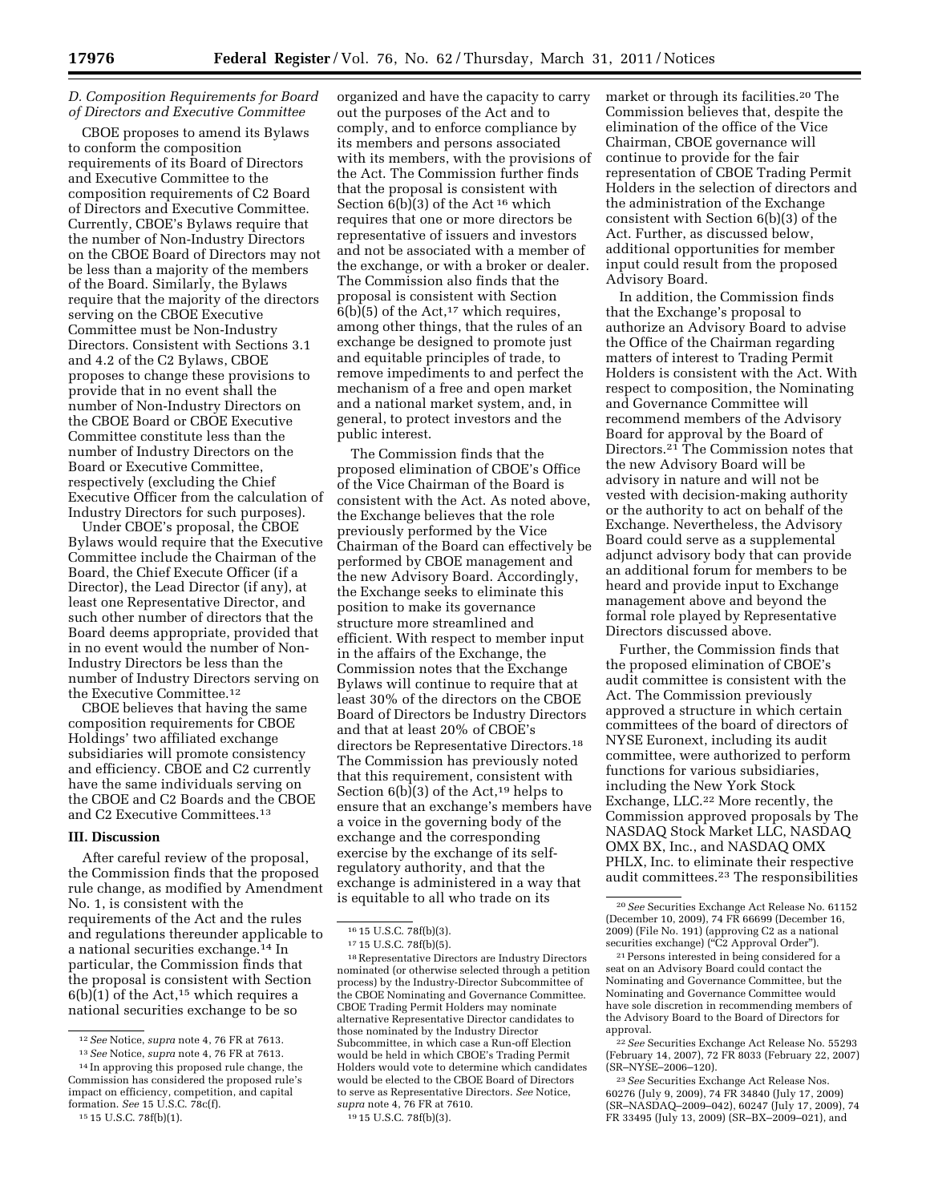### D. Composition Requirements for Board of Directors and Executive Committee

CBOE proposes to amend its Bylaws to conform the composition requirements of its Board of Directors and Executive Committee to the composition requirements of C2 Board of Directors and Executive Committee. Currently, CBOE's Bylaws require that the number of Non-Industry Directors on the CBOE Board of Directors may not be less than a majority of the members of the Board. Similarly, the Bylaws require that the majority of the directors serving on the CBOE Executive Committee must be Non-Industry Directors. Consistent with Sections 3.1 and 4.2 of the C2 Bylaws, CBOE proposes to change these provisions to provide that in no event shall the number of Non-Industry Directors on the CBOE Board or CBOE Executive Committee constitute less than the number of Industry Directors on the Board or Executive Committee, respectively (excluding the Chief Executive Officer from the calculation of Industry Directors for such purposes).

Under CBOE's proposal, the CBOE Bylaws would require that the Executive Committee include the Chairman of the Board, the Chief Execute Officer (if a Director), the Lead Director (if any), at least one Representative Director, and such other number of directors that the Board deems appropriate, provided that in no event would the number of Non-Industry Directors be less than the number of Industry Directors serving on the Executive Committee.[12]

CBOE believes that having the same composition requirements for CBOE Holdings' two affiliated exchange subsidiaries will promote consistency and efficiency. CBOE and C2 currently have the same individuals serving on the CBOE and C2 Boards and the CBOE and C2 Executive Committees.[13]

## III. Discussion

After careful review of the proposal, the Commission finds that the proposed rule change, as modified by Amendment No. 1, is consistent with the requirements of the Act and the rules and regulations thereunder applicable to a national securities exchange.[14] In particular, the Commission finds that the proposal is consistent with Section 6(b)(1) of the Act,[15] which requires a national securities exchange to be so organized and have the capacity to carry out the purposes of the Act and to comply, and to enforce compliance by its members and persons associated with its members, with the provisions of the Act. The Commission further finds that the proposal is consistent with Section 6(b)(3) of the Act[16] which requires that one or more directors be representative of issuers and investors and not be associated with a member of the exchange, or with a broker or dealer. The Commission also finds that the proposal is consistent with Section 6(b)(5) of the Act,[17] which requires, among other things, that the rules of an exchange be designed to promote just and equitable principles of trade, to remove impediments to and perfect the mechanism of a free and open market and a national market system, and, in general, to protect investors and the public interest.

The Commission finds that the proposed elimination of CBOE's Office of the Vice Chairman of the Board is consistent with the Act. As noted above, the Exchange believes that the role previously performed by the Vice Chairman of the Board can effectively be performed by CBOE management and the new Advisory Board. Accordingly, the Exchange seeks to eliminate this position to make its governance structure more streamlined and efficient. With respect to member input in the affairs of the Exchange, the Commission notes that the Exchange Bylaws will continue to require that at least 30% of the directors on the CBOE Board of Directors be Industry Directors and that at least 20% of CBOE's directors be Representative Directors.[18] The Commission has previously noted that this requirement, consistent with Section 6(b)(3) of the Act,[19] helps to ensure that an exchange's members have a voice in the governing body of the exchange and the corresponding exercise by the exchange of its self-regulatory authority, and that the exchange is administered in a way that is equitable to all who trade on its market or through its facilities.[20] The Commission believes that, despite the elimination of the office of the Vice Chairman, CBOE governance will continue to provide for the fair representation of CBOE Trading Permit Holders in the selection of directors and the administration of the Exchange consistent with Section 6(b)(3) of the Act. Further, as discussed below, additional opportunities for member input could result from the proposed Advisory Board.

In addition, the Commission finds that the Exchange's proposal to authorize an Advisory Board to advise the Office of the Chairman regarding matters of interest to Trading Permit Holders is consistent with the Act. With respect to composition, the Nominating and Governance Committee will recommend members of the Advisory Board for approval by the Board of Directors.[21] The Commission notes that the new Advisory Board will be advisory in nature and will not be vested with decision-making authority or the authority to act on behalf of the Exchange. Nevertheless, the Advisory Board could serve as a supplemental adjunct advisory body that can provide an additional forum for members to be heard and provide input to Exchange management above and beyond the formal role played by Representative Directors discussed above.

Further, the Commission finds that the proposed elimination of CBOE's audit committee is consistent with the Act. The Commission previously approved a structure in which certain committees of the board of directors of NYSE Euronext, including its audit committee, were authorized to perform functions for various subsidiaries, including the New York Stock Exchange, LLC.[22] More recently, the Commission approved proposals by The NASDAQ Stock Market LLC, NASDAQ OMX BX, Inc., and NASDAQ OMX PHLX, Inc. to eliminate their respective audit committees.[23] The responsibilities

---

[12] *See* Notice, *supra* note 4, 76 FR at 7613.

[13] *See* Notice, *supra* note 4, 76 FR at 7613.

[14] In approving this proposed rule change, the Commission has considered the proposed rule's impact on efficiency, competition, and capital formation. *See* 15 U.S.C. 78c(f).

[15] 15 U.S.C. 78f(b)(1).

[16] 15 U.S.C. 78f(b)(3).

[17] 15 U.S.C. 78f(b)(5).

[18] Representative Directors are Industry Directors nominated (or otherwise selected through a petition process) by the Industry-Director Subcommittee of the CBOE Nominating and Governance Committee. CBOE Trading Permit Holders may nominate alternative Representative Director candidates to those nominated by the Industry Director Subcommittee, in which case a Run-off Election would be held in which CBOE's Trading Permit Holders would vote to determine which candidates would be elected to the CBOE Board of Directors to serve as Representative Directors. *See* Notice, *supra* note 4, 76 FR at 7610.

[19] 15 U.S.C. 78f(b)(3).

[20] *See* Securities Exchange Act Release No. 61152 (December 10, 2009), 74 FR 66699 (December 16, 2009) (File No. 191) (approving C2 as a national securities exchange) ("C2 Approval Order").

[21] Persons interested in being considered for a seat on an Advisory Board could contact the Nominating and Governance Committee, but the Nominating and Governance Committee would have sole discretion in recommending members of the Advisory Board to the Board of Directors for approval.

[22] *See* Securities Exchange Act Release No. 55293 (February 14, 2007), 72 FR 8033 (February 22, 2007) (SR–NYSE–2006–120).

[23] *See* Securities Exchange Act Release Nos. 60276 (July 9, 2009), 74 FR 34840 (July 17, 2009) (SR–NASDAQ–2009–042), 60247 (July 17, 2009), 74 FR 33495 (July 13, 2009) (SR–BX–2009–021), and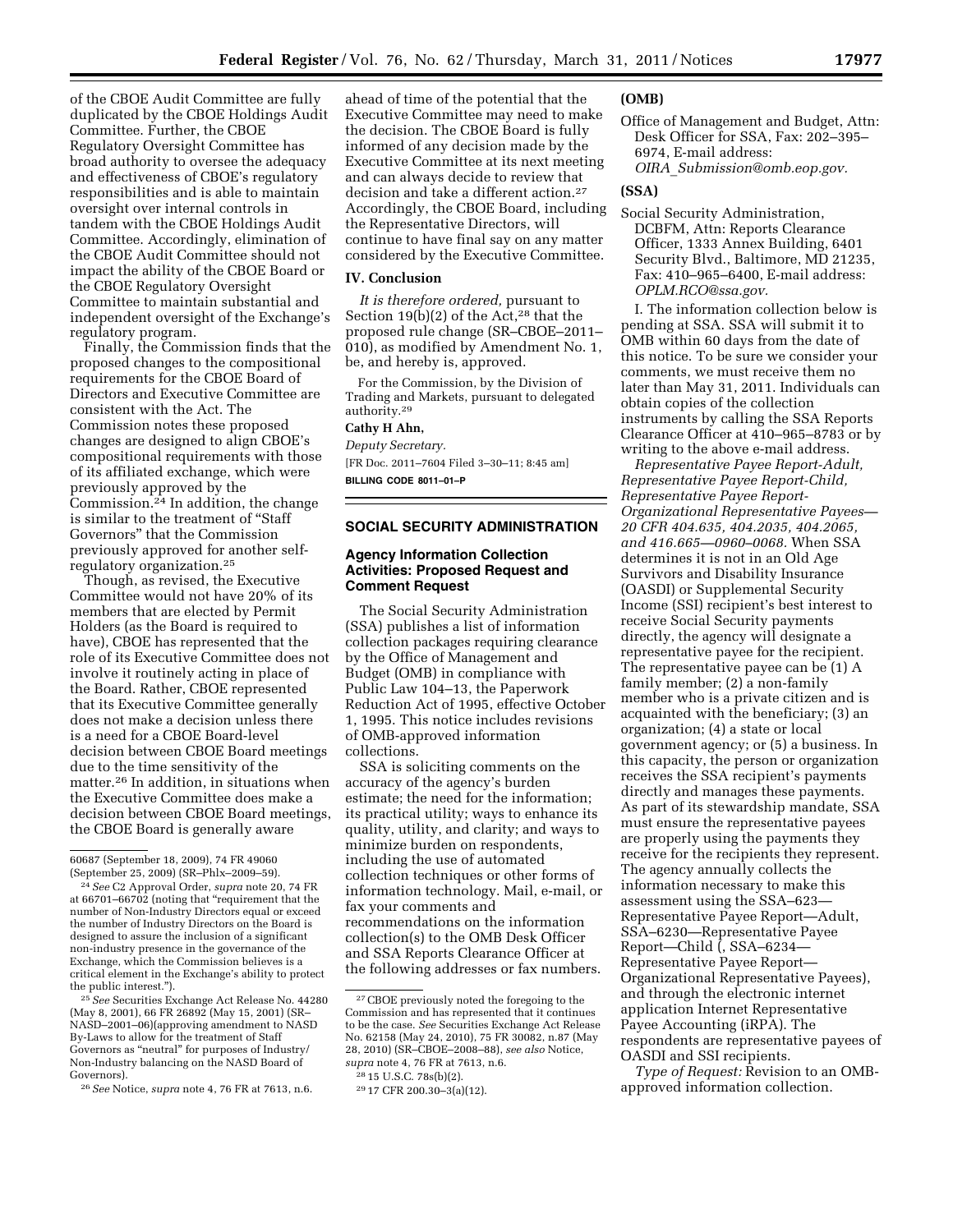of the CBOE Audit Committee are fully duplicated by the CBOE Holdings Audit Committee. Further, the CBOE Regulatory Oversight Committee has broad authority to oversee the adequacy and effectiveness of CBOE's regulatory responsibilities and is able to maintain oversight over internal controls in tandem with the CBOE Holdings Audit Committee. Accordingly, elimination of the CBOE Audit Committee should not impact the ability of the CBOE Board or the CBOE Regulatory Oversight Committee to maintain substantial and independent oversight of the Exchange's regulatory program.

Finally, the Commission finds that the proposed changes to the compositional requirements for the CBOE Board of Directors and Executive Committee are consistent with the Act. The Commission notes these proposed changes are designed to align CBOE's compositional requirements with those of its affiliated exchange, which were previously approved by the Commission.[24] In addition, the change is similar to the treatment of "Staff Governors" that the Commission previously approved for another self-regulatory organization.[25]

Though, as revised, the Executive Committee would not have 20% of its members that are elected by Permit Holders (as the Board is required to have), CBOE has represented that the role of its Executive Committee does not involve it routinely acting in place of the Board. Rather, CBOE represented that its Executive Committee generally does not make a decision unless there is a need for a CBOE Board-level decision between CBOE Board meetings due to the time sensitivity of the matter.[26] In addition, in situations when the Executive Committee does make a decision between CBOE Board meetings, the CBOE Board is generally aware ahead of time of the potential that the Executive Committee may need to make the decision. The CBOE Board is fully informed of any decision made by the Executive Committee at its next meeting and can always decide to review that decision and take a different action.[27] Accordingly, the CBOE Board, including the Representative Directors, will continue to have final say on any matter considered by the Executive Committee.

## IV. Conclusion

*It is therefore ordered,* pursuant to Section 19(b)(2) of the Act,[28] that the proposed rule change (SR–CBOE–2011–010), as modified by Amendment No. 1, be, and hereby is, approved.

For the Commission, by the Division of Trading and Markets, pursuant to delegated authority.[29]

**Cathy H Ahn,**

*Deputy Secretary.*

[FR Doc. 2011–7604 Filed 3–30–11; 8:45 am]

**BILLING CODE 8011–01–P**

60687 (September 18, 2009), 74 FR 49060 (September 25, 2009) (SR–Phlx–2009–59).

[24] *See* C2 Approval Order, *supra* note 20, 74 FR at 66701–66702 (noting that "requirement that the number of Non-Industry Directors equal or exceed the number of Industry Directors on the Board is designed to assure the inclusion of a significant non-industry presence in the governance of the Exchange, which the Commission believes is a critical element in the Exchange's ability to protect the public interest.").

[25] *See* Securities Exchange Act Release No. 44280 (May 8, 2001), 66 FR 26892 (May 15, 2001) (SR–NASD–2001–06)(approving amendment to NASD By-Laws to allow for the treatment of Staff Governors as "neutral" for purposes of Industry/Non-Industry balancing on the NASD Board of Governors).

[26] *See* Notice, *supra* note 4, 76 FR at 7613, n.6.

[27] CBOE previously noted the foregoing to the Commission and has represented that it continues to be the case. *See* Securities Exchange Act Release No. 62158 (May 24, 2010), 75 FR 30082, n.87 (May 28, 2010) (SR–CBOE–2008–88), *see also* Notice, *supra* note 4, 76 FR at 7613, n.6.

[28] 15 U.S.C. 78s(b)(2).

[29] 17 CFR 200.30–3(a)(12).

## SOCIAL SECURITY ADMINISTRATION

### Agency Information Collection Activities: Proposed Request and Comment Request

The Social Security Administration (SSA) publishes a list of information collection packages requiring clearance by the Office of Management and Budget (OMB) in compliance with Public Law 104–13, the Paperwork Reduction Act of 1995, effective October 1, 1995. This notice includes revisions of OMB-approved information collections.

SSA is soliciting comments on the accuracy of the agency's burden estimate; the need for the information; its practical utility; ways to enhance its quality, utility, and clarity; and ways to minimize burden on respondents, including the use of automated collection techniques or other forms of information technology. Mail, e-mail, or fax your comments and recommendations on the information collection(s) to the OMB Desk Officer and SSA Reports Clearance Officer at the following addresses or fax numbers.

**(OMB)**

Office of Management and Budget, Attn: Desk Officer for SSA, Fax: 202–395–6974, E-mail address: *OIRA_Submission@omb.eop.gov.*

**(SSA)**

Social Security Administration, DCBFM, Attn: Reports Clearance Officer, 1333 Annex Building, 6401 Security Blvd., Baltimore, MD 21235, Fax: 410–965–6400, E-mail address: *OPLM.RCO@ssa.gov.*

I. The information collection below is pending at SSA. SSA will submit it to OMB within 60 days from the date of this notice. To be sure we consider your comments, we must receive them no later than May 31, 2011. Individuals can obtain copies of the collection instruments by calling the SSA Reports Clearance Officer at 410–965–8783 or by writing to the above e-mail address.

*Representative Payee Report-Adult, Representative Payee Report-Child, Representative Payee Report-Organizational Representative Payees—20 CFR 404.635, 404.2035, 404.2065, and 416.665—0960–0068.* When SSA determines it is not in an Old Age Survivors and Disability Insurance (OASDI) or Supplemental Security Income (SSI) recipient's best interest to receive Social Security payments directly, the agency will designate a representative payee for the recipient. The representative payee can be (1) A family member; (2) a non-family member who is a private citizen and is acquainted with the beneficiary; (3) an organization; (4) a state or local government agency; or (5) a business. In this capacity, the person or organization receives the SSA recipient's payments directly and manages these payments. As part of its stewardship mandate, SSA must ensure the representative payees are properly using the payments they receive for the recipients they represent. The agency annually collects the information necessary to make this assessment using the SSA–623—Representative Payee Report—Adult, SSA–6230—Representative Payee Report—Child (, SSA–6234—Representative Payee Report—Organizational Representative Payees), and through the electronic internet application Internet Representative Payee Accounting (iRPA). The respondents are representative payees of OASDI and SSI recipients.

*Type of Request:* Revision to an OMB-approved information collection.